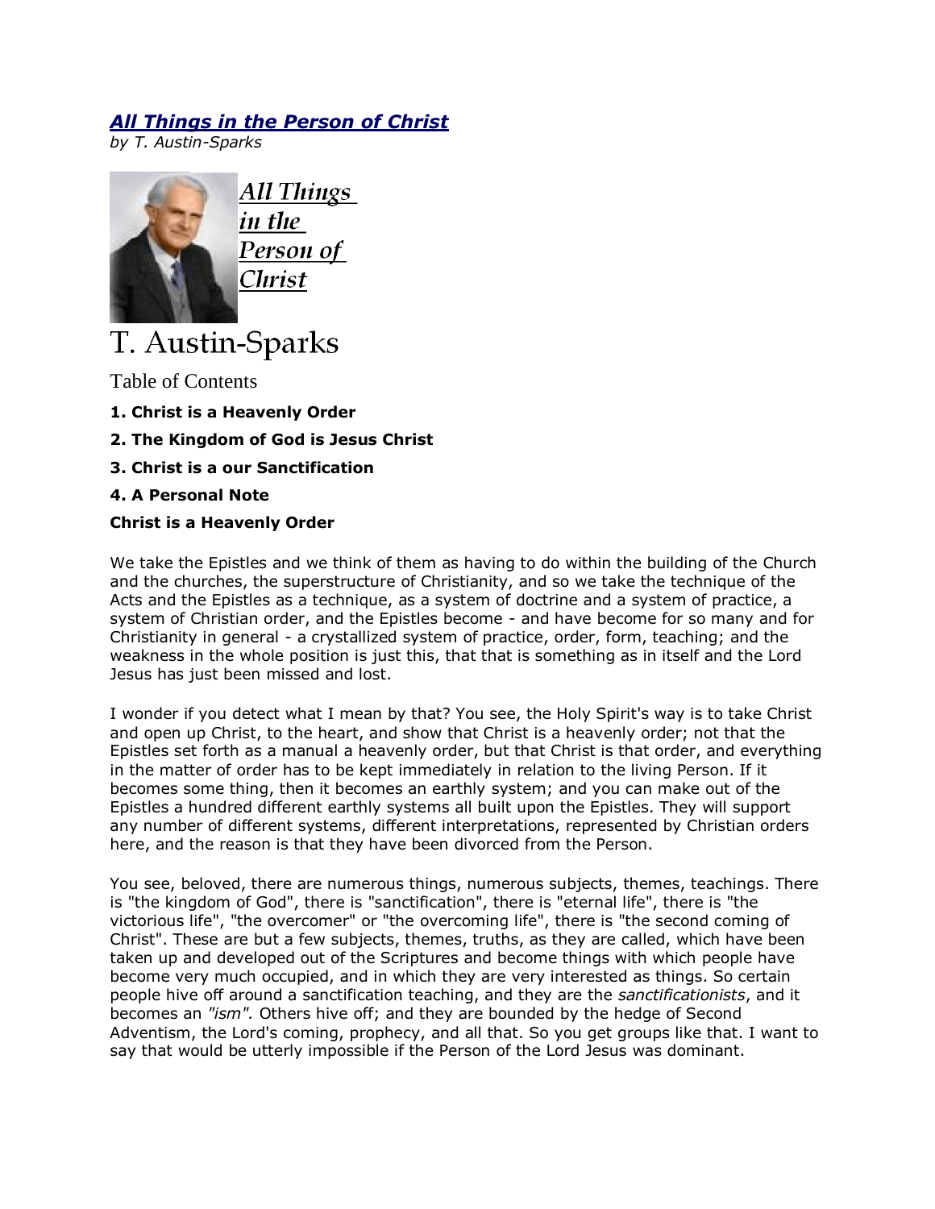# *All Things in the Person of Christ*

*by T. Austin-Sparks*

All Things in the Person of Christ

T. Austin-Sparks

Table of Contents

**1. Christ is a Heavenly Order**

**2. The Kingdom of God is Jesus Christ**

**3. Christ is a our Sanctification**

**4. A Personal Note**

## Christ is a Heavenly Order

We take the Epistles and we think of them as having to do within the building of the Church and the churches, the superstructure of Christianity, and so we take the technique of the Acts and the Epistles as a technique, as a system of doctrine and a system of practice, a system of Christian order, and the Epistles become - and have become for so many and for Christianity in general - a crystallized system of practice, order, form, teaching; and the weakness in the whole position is just this, that that is something as in itself and the Lord Jesus has just been missed and lost.

I wonder if you detect what I mean by that? You see, the Holy Spirit's way is to take Christ and open up Christ, to the heart, and show that Christ is a heavenly order; not that the Epistles set forth as a manual a heavenly order, but that Christ is that order, and everything in the matter of order has to be kept immediately in relation to the living Person. If it becomes some thing, then it becomes an earthly system; and you can make out of the Epistles a hundred different earthly systems all built upon the Epistles. They will support any number of different systems, different interpretations, represented by Christian orders here, and the reason is that they have been divorced from the Person.

You see, beloved, there are numerous things, numerous subjects, themes, teachings. There is "the kingdom of God", there is "sanctification", there is "eternal life", there is "the victorious life", "the overcomer" or "the overcoming life", there is "the second coming of Christ". These are but a few subjects, themes, truths, as they are called, which have been taken up and developed out of the Scriptures and become things with which people have become very much occupied, and in which they are very interested as things. So certain people hive off around a sanctification teaching, and they are the *sanctificationists*, and it becomes an *"ism".* Others hive off; and they are bounded by the hedge of Second Adventism, the Lord's coming, prophecy, and all that. So you get groups like that. I want to say that would be utterly impossible if the Person of the Lord Jesus was dominant.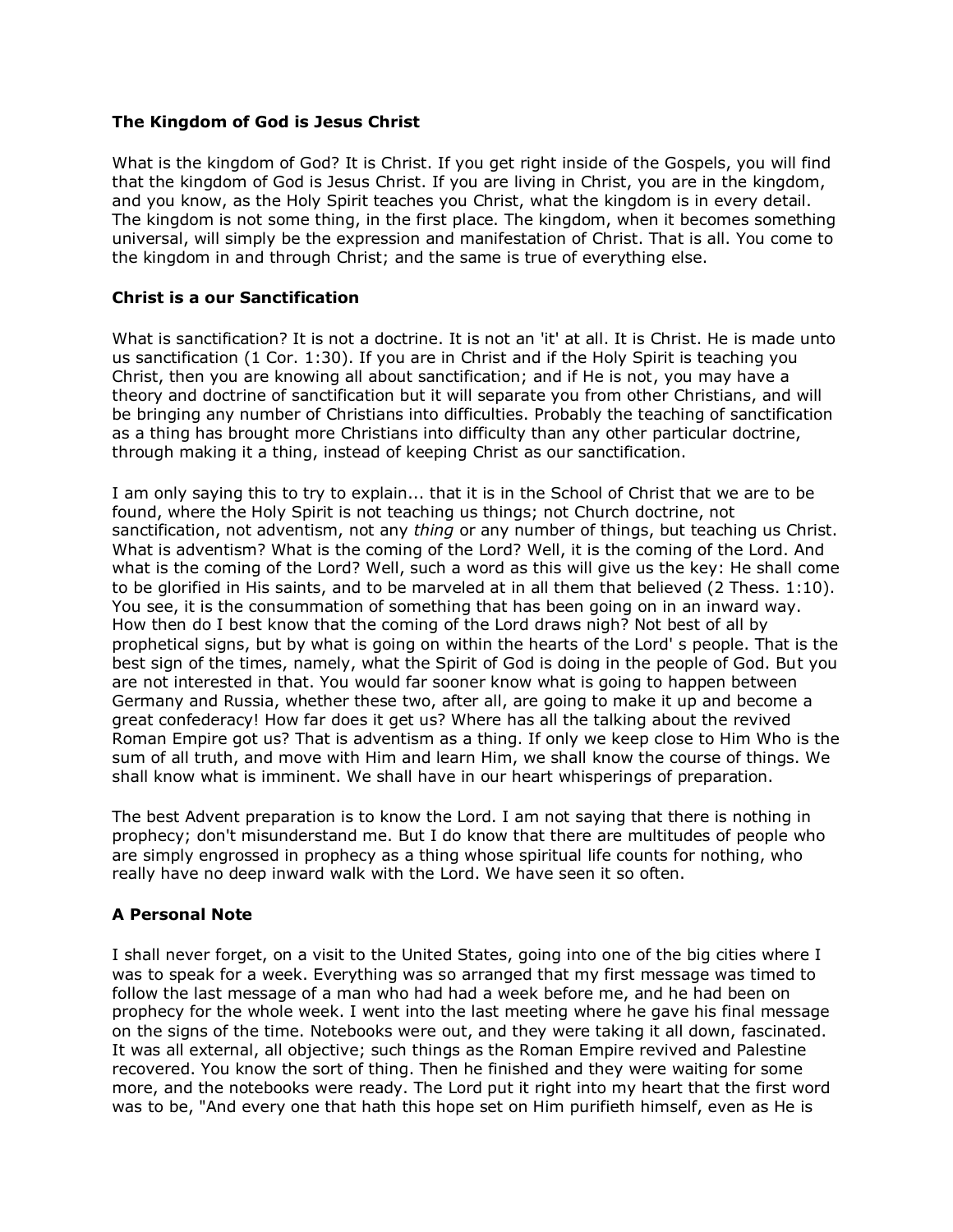### The Kingdom of God is Jesus Christ

What is the kingdom of God? It is Christ. If you get right inside of the Gospels, you will find that the kingdom of God is Jesus Christ. If you are living in Christ, you are in the kingdom, and you know, as the Holy Spirit teaches you Christ, what the kingdom is in every detail. The kingdom is not some thing, in the first place. The kingdom, when it becomes something universal, will simply be the expression and manifestation of Christ. That is all. You come to the kingdom in and through Christ; and the same is true of everything else.

### Christ is a our Sanctification

What is sanctification? It is not a doctrine. It is not an 'it' at all. It is Christ. He is made unto us sanctification (1 Cor. 1:30). If you are in Christ and if the Holy Spirit is teaching you Christ, then you are knowing all about sanctification; and if He is not, you may have a theory and doctrine of sanctification but it will separate you from other Christians, and will be bringing any number of Christians into difficulties. Probably the teaching of sanctification as a thing has brought more Christians into difficulty than any other particular doctrine, through making it a thing, instead of keeping Christ as our sanctification.

I am only saying this to try to explain... that it is in the School of Christ that we are to be found, where the Holy Spirit is not teaching us things; not Church doctrine, not sanctification, not adventism, not any *thing* or any number of things, but teaching us Christ. What is adventism? What is the coming of the Lord? Well, it is the coming of the Lord. And what is the coming of the Lord? Well, such a word as this will give us the key: He shall come to be glorified in His saints, and to be marveled at in all them that believed (2 Thess. 1:10). You see, it is the consummation of something that has been going on in an inward way. How then do I best know that the coming of the Lord draws nigh? Not best of all by prophetical signs, but by what is going on within the hearts of the Lord' s people. That is the best sign of the times, namely, what the Spirit of God is doing in the people of God. But you are not interested in that. You would far sooner know what is going to happen between Germany and Russia, whether these two, after all, are going to make it up and become a great confederacy! How far does it get us? Where has all the talking about the revived Roman Empire got us? That is adventism as a thing. If only we keep close to Him Who is the sum of all truth, and move with Him and learn Him, we shall know the course of things. We shall know what is imminent. We shall have in our heart whisperings of preparation.

The best Advent preparation is to know the Lord. I am not saying that there is nothing in prophecy; don't misunderstand me. But I do know that there are multitudes of people who are simply engrossed in prophecy as a thing whose spiritual life counts for nothing, who really have no deep inward walk with the Lord. We have seen it so often.

### A Personal Note

I shall never forget, on a visit to the United States, going into one of the big cities where I was to speak for a week. Everything was so arranged that my first message was timed to follow the last message of a man who had had a week before me, and he had been on prophecy for the whole week. I went into the last meeting where he gave his final message on the signs of the time. Notebooks were out, and they were taking it all down, fascinated. It was all external, all objective; such things as the Roman Empire revived and Palestine recovered. You know the sort of thing. Then he finished and they were waiting for some more, and the notebooks were ready. The Lord put it right into my heart that the first word was to be, "And every one that hath this hope set on Him purifieth himself, even as He is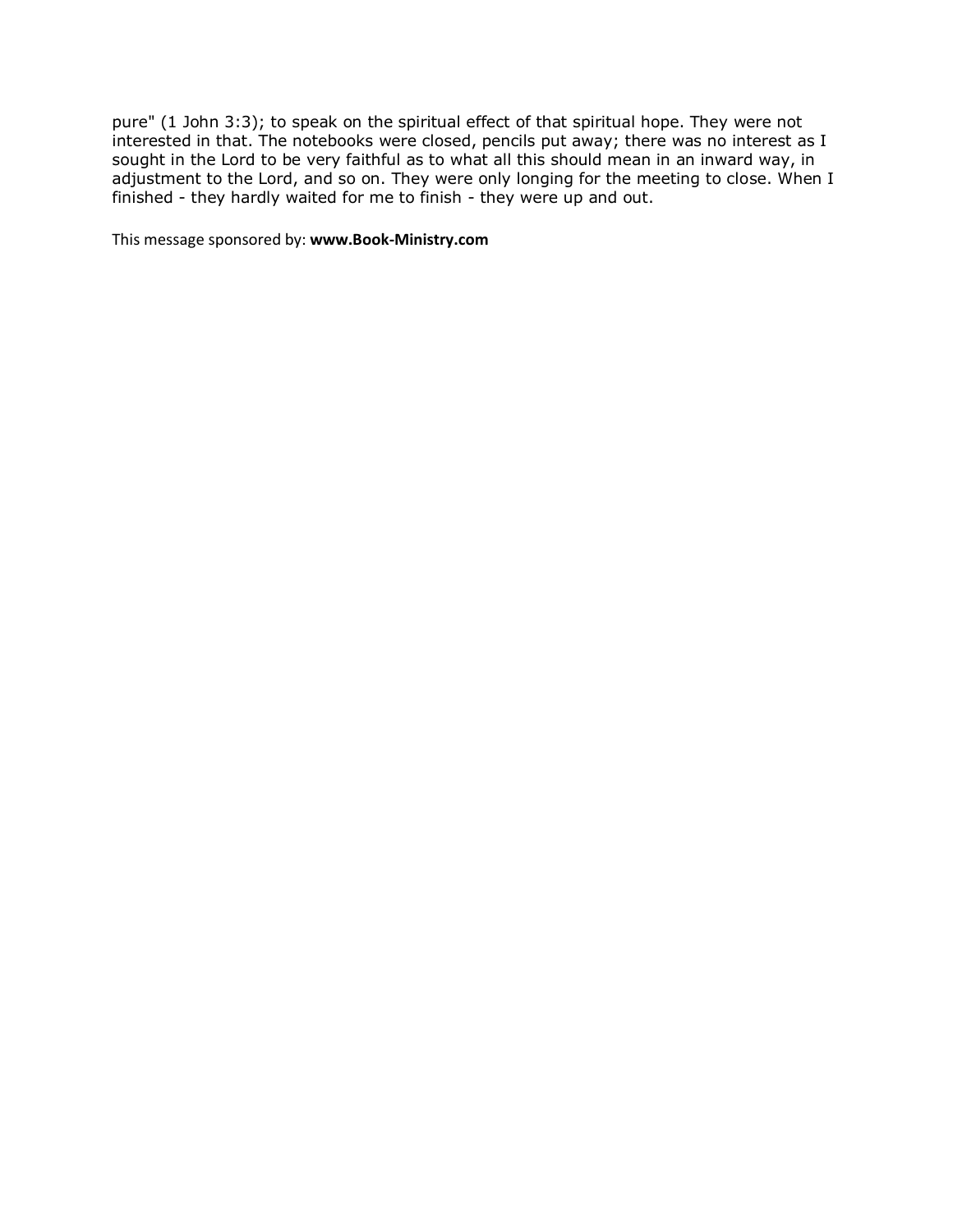pure" (1 John 3:3); to speak on the spiritual effect of that spiritual hope. They were not interested in that. The notebooks were closed, pencils put away; there was no interest as I sought in the Lord to be very faithful as to what all this should mean in an inward way, in adjustment to the Lord, and so on. They were only longing for the meeting to close. When I finished - they hardly waited for me to finish - they were up and out.

This message sponsored by: **www.Book-Ministry.com**